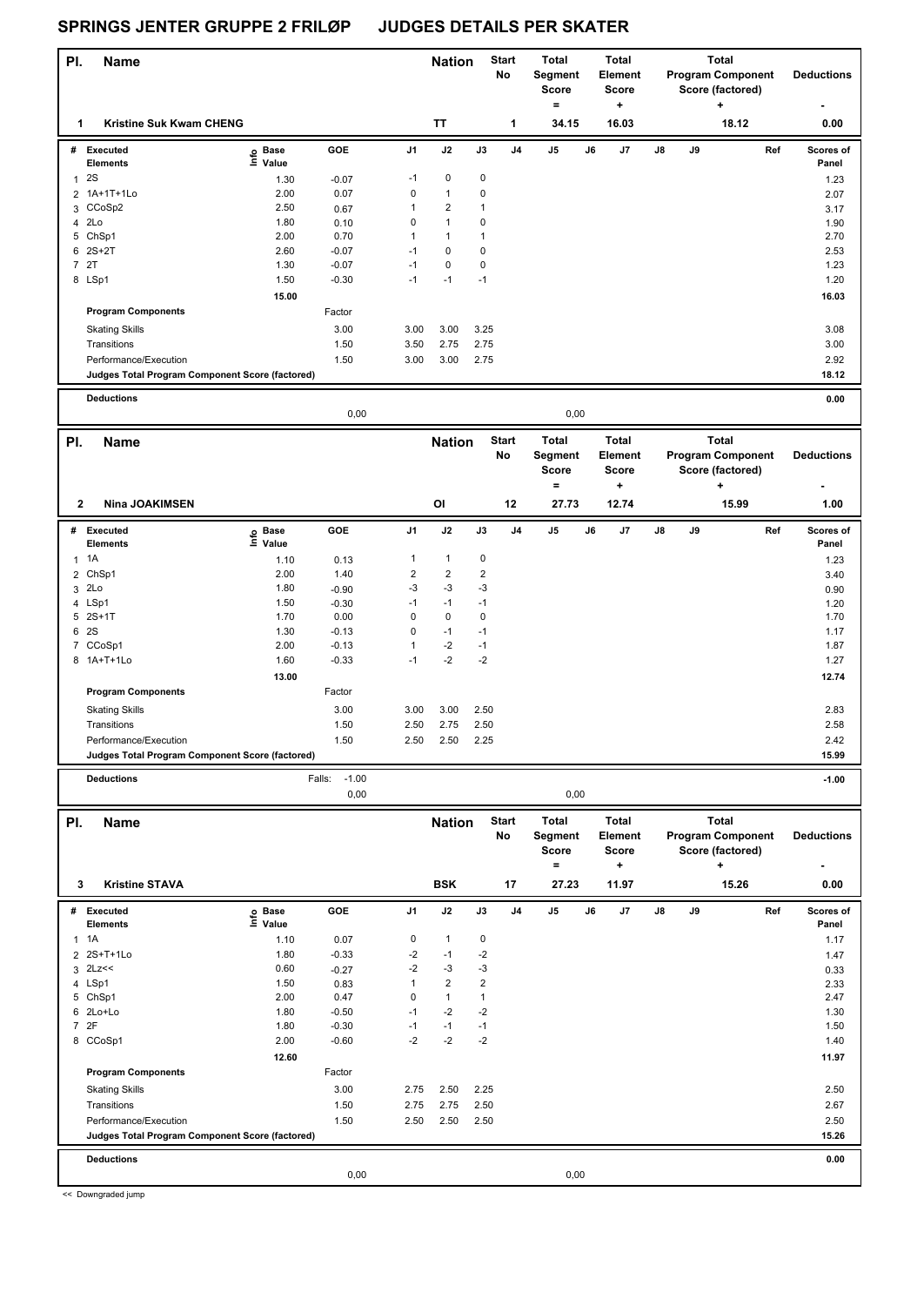# SPRINGS JENTER GRUPPE 2 FRILØP JUDGES DETAILS PER SKATER

| Pl. | Name | Nation | Start No | Total Segment Score = | Total Element Score + | Total Program Component Score (factored) + | Deductions - |
|---|---|---|---|---|---|---|---|
| 1 | Kristine Suk Kwam CHENG | TT | 1 | 34.15 | 16.03 | 18.12 | 0.00 |

| # | Executed Elements | Info | Base Value | GOE | J1 | J2 | J3 | J4 | J5 | J6 | J7 | J8 | J9 | Ref | Scores of Panel |
|---|---|---|---|---|---|---|---|---|---|---|---|---|---|---|---|
| 1 | 2S | | 1.30 | -0.07 | -1 | 0 | 0 | | | | | | | | 1.23 |
| 2 | 1A+1T+1Lo | | 2.00 | 0.07 | 0 | 1 | 0 | | | | | | | | 2.07 |
| 3 | CCoSp2 | | 2.50 | 0.67 | 1 | 2 | 1 | | | | | | | | 3.17 |
| 4 | 2Lo | | 1.80 | 0.10 | 0 | 1 | 0 | | | | | | | | 1.90 |
| 5 | ChSp1 | | 2.00 | 0.70 | 1 | 1 | 1 | | | | | | | | 2.70 |
| 6 | 2S+2T | | 2.60 | -0.07 | -1 | 0 | 0 | | | | | | | | 2.53 |
| 7 | 2T | | 1.30 | -0.07 | -1 | 0 | 0 | | | | | | | | 1.23 |
| 8 | LSp1 | | 1.50 | -0.30 | -1 | -1 | -1 | | | | | | | | 1.20 |
| | | | 15.00 | | | | | | | | | | | | 16.03 |
| | Program Components | | | Factor | | | | | | | | | | | |
| | Skating Skills | | | 3.00 | 3.00 | 3.00 | 3.25 | | | | | | | | 3.08 |
| | Transitions | | | 1.50 | 3.50 | 2.75 | 2.75 | | | | | | | | 3.00 |
| | Performance/Execution | | | 1.50 | 3.00 | 3.00 | 2.75 | | | | | | | | 2.92 |
| | Judges Total Program Component Score (factored) | | | | | | | | | | | | | | 18.12 |
| | Deductions | | | | | | | | | | | | | | 0.00 |
| | | | | 0,00 | | | | | 0,00 | | | | | | |

| Pl. | Name | Nation | Start No | Total Segment Score = | Total Element Score + | Total Program Component Score (factored) + | Deductions - |
|---|---|---|---|---|---|---|---|
| 2 | Nina JOAKIMSEN | OI | 12 | 27.73 | 12.74 | 15.99 | 1.00 |

| # | Executed Elements | Info | Base Value | GOE | J1 | J2 | J3 | J4 | J5 | J6 | J7 | J8 | J9 | Ref | Scores of Panel |
|---|---|---|---|---|---|---|---|---|---|---|---|---|---|---|---|
| 1 | 1A | | 1.10 | 0.13 | 1 | 1 | 0 | | | | | | | | 1.23 |
| 2 | ChSp1 | | 2.00 | 1.40 | 2 | 2 | 2 | | | | | | | | 3.40 |
| 3 | 2Lo | | 1.80 | -0.90 | -3 | -3 | -3 | | | | | | | | 0.90 |
| 4 | LSp1 | | 1.50 | -0.30 | -1 | -1 | -1 | | | | | | | | 1.20 |
| 5 | 2S+1T | | 1.70 | 0.00 | 0 | 0 | 0 | | | | | | | | 1.70 |
| 6 | 2S | | 1.30 | -0.13 | 0 | -1 | -1 | | | | | | | | 1.17 |
| 7 | CCoSp1 | | 2.00 | -0.13 | 1 | -2 | -1 | | | | | | | | 1.87 |
| 8 | 1A+T+1Lo | | 1.60 | -0.33 | -1 | -2 | -2 | | | | | | | | 1.27 |
| | | | 13.00 | | | | | | | | | | | | 12.74 |
| | Program Components | | | Factor | | | | | | | | | | | |
| | Skating Skills | | | 3.00 | 3.00 | 3.00 | 2.50 | | | | | | | | 2.83 |
| | Transitions | | | 1.50 | 2.50 | 2.75 | 2.50 | | | | | | | | 2.58 |
| | Performance/Execution | | | 1.50 | 2.50 | 2.50 | 2.25 | | | | | | | | 2.42 |
| | Judges Total Program Component Score (factored) | | | | | | | | | | | | | | 15.99 |
| | Deductions | | Falls: | -1.00 | | | | | | | | | | | -1.00 |
| | | | | 0,00 | | | | | 0,00 | | | | | | |

| Pl. | Name | Nation | Start No | Total Segment Score = | Total Element Score + | Total Program Component Score (factored) + | Deductions - |
|---|---|---|---|---|---|---|---|
| 3 | Kristine STAVA | BSK | 17 | 27.23 | 11.97 | 15.26 | 0.00 |

| # | Executed Elements | Info | Base Value | GOE | J1 | J2 | J3 | J4 | J5 | J6 | J7 | J8 | J9 | Ref | Scores of Panel |
|---|---|---|---|---|---|---|---|---|---|---|---|---|---|---|---|
| 1 | 1A | | 1.10 | 0.07 | 0 | 1 | 0 | | | | | | | | 1.17 |
| 2 | 2S+T+1Lo | | 1.80 | -0.33 | -2 | -1 | -2 | | | | | | | | 1.47 |
| 3 | 2Lz<< | | 0.60 | -0.27 | -2 | -3 | -3 | | | | | | | | 0.33 |
| 4 | LSp1 | | 1.50 | 0.83 | 1 | 2 | 2 | | | | | | | | 2.33 |
| 5 | ChSp1 | | 2.00 | 0.47 | 0 | 1 | 1 | | | | | | | | 2.47 |
| 6 | 2Lo+Lo | | 1.80 | -0.50 | -1 | -2 | -2 | | | | | | | | 1.30 |
| 7 | 2F | | 1.80 | -0.30 | -1 | -1 | -1 | | | | | | | | 1.50 |
| 8 | CCoSp1 | | 2.00 | -0.60 | -2 | -2 | -2 | | | | | | | | 1.40 |
| | | | 12.60 | | | | | | | | | | | | 11.97 |
| | Program Components | | | Factor | | | | | | | | | | | |
| | Skating Skills | | | 3.00 | 2.75 | 2.50 | 2.25 | | | | | | | | 2.50 |
| | Transitions | | | 1.50 | 2.75 | 2.75 | 2.50 | | | | | | | | 2.67 |
| | Performance/Execution | | | 1.50 | 2.50 | 2.50 | 2.50 | | | | | | | | 2.50 |
| | Judges Total Program Component Score (factored) | | | | | | | | | | | | | | 15.26 |
| | Deductions | | | | | | | | | | | | | | 0.00 |
| | | | | 0,00 | | | | | 0,00 | | | | | | |

<< Downgraded jump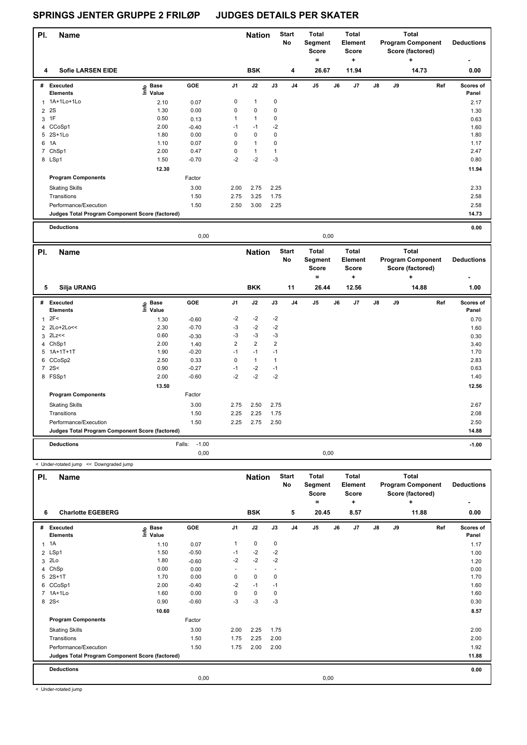# SPRINGS JENTER GRUPPE 2 FRILØP JUDGES DETAILS PER SKATER

| Pl. | Name | Nation | Start No | Total Segment Score = | Total Element Score + | Total Program Component Score (factored) + | Deductions - |
|---|---|---|---|---|---|---|---|
| 4 | Sofie LARSEN EIDE | BSK | 4 | 26.67 | 11.94 | 14.73 | 0.00 |

| # | Executed Elements | Info | Base Value | GOE | J1 | J2 | J3 | J4 | J5 | J6 | J7 | J8 | J9 | Ref | Scores of Panel |
|---|---|---|---|---|---|---|---|---|---|---|---|---|---|---|---|
| 1 | 1A+1Lo+1Lo | | 2.10 | 0.07 | 0 | 1 | 0 | | | | | | | | 2.17 |
| 2 | 2S | | 1.30 | 0.00 | 0 | 0 | 0 | | | | | | | | 1.30 |
| 3 | 1F | | 0.50 | 0.13 | 1 | 1 | 0 | | | | | | | | 0.63 |
| 4 | CCoSp1 | | 2.00 | -0.40 | -1 | -1 | -2 | | | | | | | | 1.60 |
| 5 | 2S+1Lo | | 1.80 | 0.00 | 0 | 0 | 0 | | | | | | | | 1.80 |
| 6 | 1A | | 1.10 | 0.07 | 0 | 1 | 0 | | | | | | | | 1.17 |
| 7 | ChSp1 | | 2.00 | 0.47 | 0 | 1 | 1 | | | | | | | | 2.47 |
| 8 | LSp1 | | 1.50 | -0.70 | -2 | -2 | -3 | | | | | | | | 0.80 |
| | | | 12.30 | | | | | | | | | | | | 11.94 |
| | Program Components | | | Factor | | | | | | | | | | | |
| | Skating Skills | | | 3.00 | 2.00 | 2.75 | 2.25 | | | | | | | | 2.33 |
| | Transitions | | | 1.50 | 2.75 | 3.25 | 1.75 | | | | | | | | 2.58 |
| | Performance/Execution | | | 1.50 | 2.50 | 3.00 | 2.25 | | | | | | | | 2.58 |
| | Judges Total Program Component Score (factored) | | | | | | | | | | | | | | 14.73 |
| | Deductions | | | | | | | | | | | | | | 0.00 |
| | | | | 0,00 | | | | | 0,00 | | | | | | |

| Pl. | Name | Nation | Start No | Total Segment Score = | Total Element Score + | Total Program Component Score (factored) + | Deductions - |
|---|---|---|---|---|---|---|---|
| 5 | Silja URANG | BKK | 11 | 26.44 | 12.56 | 14.88 | 1.00 |

| # | Executed Elements | Info | Base Value | GOE | J1 | J2 | J3 | J4 | J5 | J6 | J7 | J8 | J9 | Ref | Scores of Panel |
|---|---|---|---|---|---|---|---|---|---|---|---|---|---|---|---|
| 1 | 2F< | | 1.30 | -0.60 | -2 | -2 | -2 | | | | | | | | 0.70 |
| 2 | 2Lo+2Lo<< | | 2.30 | -0.70 | -3 | -2 | -2 | | | | | | | | 1.60 |
| 3 | 2Lz<< | | 0.60 | -0.30 | -3 | -3 | -3 | | | | | | | | 0.30 |
| 4 | ChSp1 | | 2.00 | 1.40 | 2 | 2 | 2 | | | | | | | | 3.40 |
| 5 | 1A+1T+1T | | 1.90 | -0.20 | -1 | -1 | -1 | | | | | | | | 1.70 |
| 6 | CCoSp2 | | 2.50 | 0.33 | 0 | 1 | 1 | | | | | | | | 2.83 |
| 7 | 2S< | | 0.90 | -0.27 | -1 | -2 | -1 | | | | | | | | 0.63 |
| 8 | FSSp1 | | 2.00 | -0.60 | -2 | -2 | -2 | | | | | | | | 1.40 |
| | | | 13.50 | | | | | | | | | | | | 12.56 |
| | Program Components | | | Factor | | | | | | | | | | | |
| | Skating Skills | | | 3.00 | 2.75 | 2.50 | 2.75 | | | | | | | | 2.67 |
| | Transitions | | | 1.50 | 2.25 | 2.25 | 1.75 | | | | | | | | 2.08 |
| | Performance/Execution | | | 1.50 | 2.25 | 2.75 | 2.50 | | | | | | | | 2.50 |
| | Judges Total Program Component Score (factored) | | | | | | | | | | | | | | 14.88 |
| | Deductions | | | Falls: -1.00 | | | | | | | | | | | -1.00 |
| | | | | 0,00 | | | | | 0,00 | | | | | | |

< Under-rotated jump << Downgraded jump

| Pl. | Name | Nation | Start No | Total Segment Score = | Total Element Score + | Total Program Component Score (factored) + | Deductions - |
|---|---|---|---|---|---|---|---|
| 6 | Charlotte EGEBERG | BSK | 5 | 20.45 | 8.57 | 11.88 | 0.00 |

| # | Executed Elements | Info | Base Value | GOE | J1 | J2 | J3 | J4 | J5 | J6 | J7 | J8 | J9 | Ref | Scores of Panel |
|---|---|---|---|---|---|---|---|---|---|---|---|---|---|---|---|
| 1 | 1A | | 1.10 | 0.07 | 1 | 0 | 0 | | | | | | | | 1.17 |
| 2 | LSp1 | | 1.50 | -0.50 | -1 | -2 | -2 | | | | | | | | 1.00 |
| 3 | 2Lo | | 1.80 | -0.60 | -2 | -2 | -2 | | | | | | | | 1.20 |
| 4 | ChSp | | 0.00 | 0.00 | - | - | - | | | | | | | | 0.00 |
| 5 | 2S+1T | | 1.70 | 0.00 | 0 | 0 | 0 | | | | | | | | 1.70 |
| 6 | CCoSp1 | | 2.00 | -0.40 | -2 | -1 | -1 | | | | | | | | 1.60 |
| 7 | 1A+1Lo | | 1.60 | 0.00 | 0 | 0 | 0 | | | | | | | | 1.60 |
| 8 | 2S< | | 0.90 | -0.60 | -3 | -3 | -3 | | | | | | | | 0.30 |
| | | | 10.60 | | | | | | | | | | | | 8.57 |
| | Program Components | | | Factor | | | | | | | | | | | |
| | Skating Skills | | | 3.00 | 2.00 | 2.25 | 1.75 | | | | | | | | 2.00 |
| | Transitions | | | 1.50 | 1.75 | 2.25 | 2.00 | | | | | | | | 2.00 |
| | Performance/Execution | | | 1.50 | 1.75 | 2.00 | 2.00 | | | | | | | | 1.92 |
| | Judges Total Program Component Score (factored) | | | | | | | | | | | | | | 11.88 |
| | Deductions | | | | | | | | | | | | | | 0.00 |
| | | | | 0,00 | | | | | 0,00 | | | | | | |

< Under-rotated jump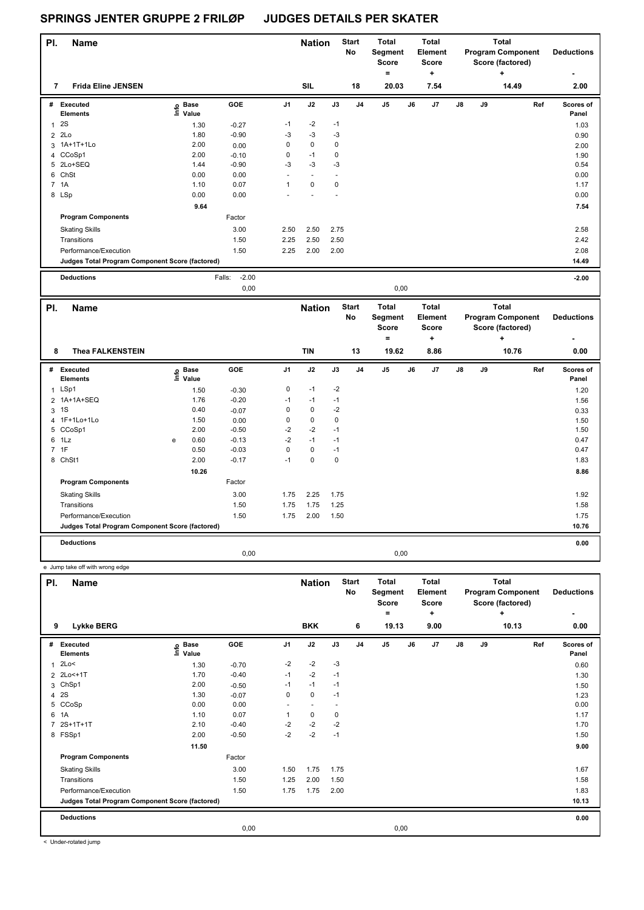# SPRINGS JENTER GRUPPE 2 FRILØP JUDGES DETAILS PER SKATER

| Pl. | Name | Nation | Start No | Total Segment Score = | Total Element Score + | Total Program Component Score (factored) + | Deductions - |
|---|---|---|---|---|---|---|---|
| 7 | Frida Eline JENSEN | SIL | 18 | 20.03 | 7.54 | 14.49 | 2.00 |

| # | Executed Elements | Info | Base Value | GOE | J1 | J2 | J3 | J4 | J5 | J6 | J7 | J8 | J9 | Ref | Scores of Panel |
|---|---|---|---|---|---|---|---|---|---|---|---|---|---|---|---|
| 1 | 2S | | 1.30 | -0.27 | -1 | -2 | -1 | | | | | | | | 1.03 |
| 2 | 2Lo | | 1.80 | -0.90 | -3 | -3 | -3 | | | | | | | | 0.90 |
| 3 | 1A+1T+1Lo | | 2.00 | 0.00 | 0 | 0 | 0 | | | | | | | | 2.00 |
| 4 | CCoSp1 | | 2.00 | -0.10 | 0 | -1 | 0 | | | | | | | | 1.90 |
| 5 | 2Lo+SEQ | | 1.44 | -0.90 | -3 | -3 | -3 | | | | | | | | 0.54 |
| 6 | ChSt | | 0.00 | 0.00 | - | - | - | | | | | | | | 0.00 |
| 7 | 1A | | 1.10 | 0.07 | 1 | 0 | 0 | | | | | | | | 1.17 |
| 8 | LSp | | 0.00 | 0.00 | - | - | - | | | | | | | | 0.00 |
| | | | 9.64 | | | | | | | | | | | | 7.54 |
| | **Program Components** | | | Factor | | | | | | | | | | | |
| | Skating Skills | | | 3.00 | 2.50 | 2.50 | 2.75 | | | | | | | | 2.58 |
| | Transitions | | | 1.50 | 2.25 | 2.50 | 2.50 | | | | | | | | 2.42 |
| | Performance/Execution | | | 1.50 | 2.25 | 2.00 | 2.00 | | | | | | | | 2.08 |
| | **Judges Total Program Component Score (factored)** | | | | | | | | | | | | | | 14.49 |
| | **Deductions** | | Falls: | -2.00 | | | | | | | | | | | -2.00 |
| | | | | 0,00 | | | | | 0,00 | | | | | | |

| Pl. | Name | Nation | Start No | Total Segment Score = | Total Element Score + | Total Program Component Score (factored) + | Deductions - |
|---|---|---|---|---|---|---|---|
| 8 | Thea FALKENSTEIN | TIN | 13 | 19.62 | 8.86 | 10.76 | 0.00 |

| # | Executed Elements | Info | Base Value | GOE | J1 | J2 | J3 | J4 | J5 | J6 | J7 | J8 | J9 | Ref | Scores of Panel |
|---|---|---|---|---|---|---|---|---|---|---|---|---|---|---|---|
| 1 | LSp1 | | 1.50 | -0.30 | 0 | -1 | -2 | | | | | | | | 1.20 |
| 2 | 1A+1A+SEQ | | 1.76 | -0.20 | -1 | -1 | -1 | | | | | | | | 1.56 |
| 3 | 1S | | 0.40 | -0.07 | 0 | 0 | -2 | | | | | | | | 0.33 |
| 4 | 1F+1Lo+1Lo | | 1.50 | 0.00 | 0 | 0 | 0 | | | | | | | | 1.50 |
| 5 | CCoSp1 | | 2.00 | -0.50 | -2 | -2 | -1 | | | | | | | | 1.50 |
| 6 | 1Lz | e | 0.60 | -0.13 | -2 | -1 | -1 | | | | | | | | 0.47 |
| 7 | 1F | | 0.50 | -0.03 | 0 | 0 | -1 | | | | | | | | 0.47 |
| 8 | ChSt1 | | 2.00 | -0.17 | -1 | 0 | 0 | | | | | | | | 1.83 |
| | | | 10.26 | | | | | | | | | | | | 8.86 |
| | **Program Components** | | | Factor | | | | | | | | | | | |
| | Skating Skills | | | 3.00 | 1.75 | 2.25 | 1.75 | | | | | | | | 1.92 |
| | Transitions | | | 1.50 | 1.75 | 1.75 | 1.25 | | | | | | | | 1.58 |
| | Performance/Execution | | | 1.50 | 1.75 | 2.00 | 1.50 | | | | | | | | 1.75 |
| | **Judges Total Program Component Score (factored)** | | | | | | | | | | | | | | 10.76 |
| | **Deductions** | | | | | | | | | | | | | | 0.00 |
| | | | | 0,00 | | | | | 0,00 | | | | | | |

e Jump take off with wrong edge

| Pl. | Name | Nation | Start No | Total Segment Score = | Total Element Score + | Total Program Component Score (factored) + | Deductions - |
|---|---|---|---|---|---|---|---|
| 9 | Lykke BERG | BKK | 6 | 19.13 | 9.00 | 10.13 | 0.00 |

| # | Executed Elements | Info | Base Value | GOE | J1 | J2 | J3 | J4 | J5 | J6 | J7 | J8 | J9 | Ref | Scores of Panel |
|---|---|---|---|---|---|---|---|---|---|---|---|---|---|---|---|
| 1 | 2Lo< | | 1.30 | -0.70 | -2 | -2 | -3 | | | | | | | | 0.60 |
| 2 | 2Lo<+1T | | 1.70 | -0.40 | -1 | -2 | -1 | | | | | | | | 1.30 |
| 3 | ChSp1 | | 2.00 | -0.50 | -1 | -1 | -1 | | | | | | | | 1.50 |
| 4 | 2S | | 1.30 | -0.07 | 0 | 0 | -1 | | | | | | | | 1.23 |
| 5 | CCoSp | | 0.00 | 0.00 | - | - | - | | | | | | | | 0.00 |
| 6 | 1A | | 1.10 | 0.07 | 1 | 0 | 0 | | | | | | | | 1.17 |
| 7 | 2S+1T+1T | | 2.10 | -0.40 | -2 | -2 | -2 | | | | | | | | 1.70 |
| 8 | FSSp1 | | 2.00 | -0.50 | -2 | -2 | -1 | | | | | | | | 1.50 |
| | | | 11.50 | | | | | | | | | | | | 9.00 |
| | **Program Components** | | | Factor | | | | | | | | | | | |
| | Skating Skills | | | 3.00 | 1.50 | 1.75 | 1.75 | | | | | | | | 1.67 |
| | Transitions | | | 1.50 | 1.25 | 2.00 | 1.50 | | | | | | | | 1.58 |
| | Performance/Execution | | | 1.50 | 1.75 | 1.75 | 2.00 | | | | | | | | 1.83 |
| | **Judges Total Program Component Score (factored)** | | | | | | | | | | | | | | 10.13 |
| | **Deductions** | | | | | | | | | | | | | | 0.00 |
| | | | | 0,00 | | | | | 0,00 | | | | | | |

< Under-rotated jump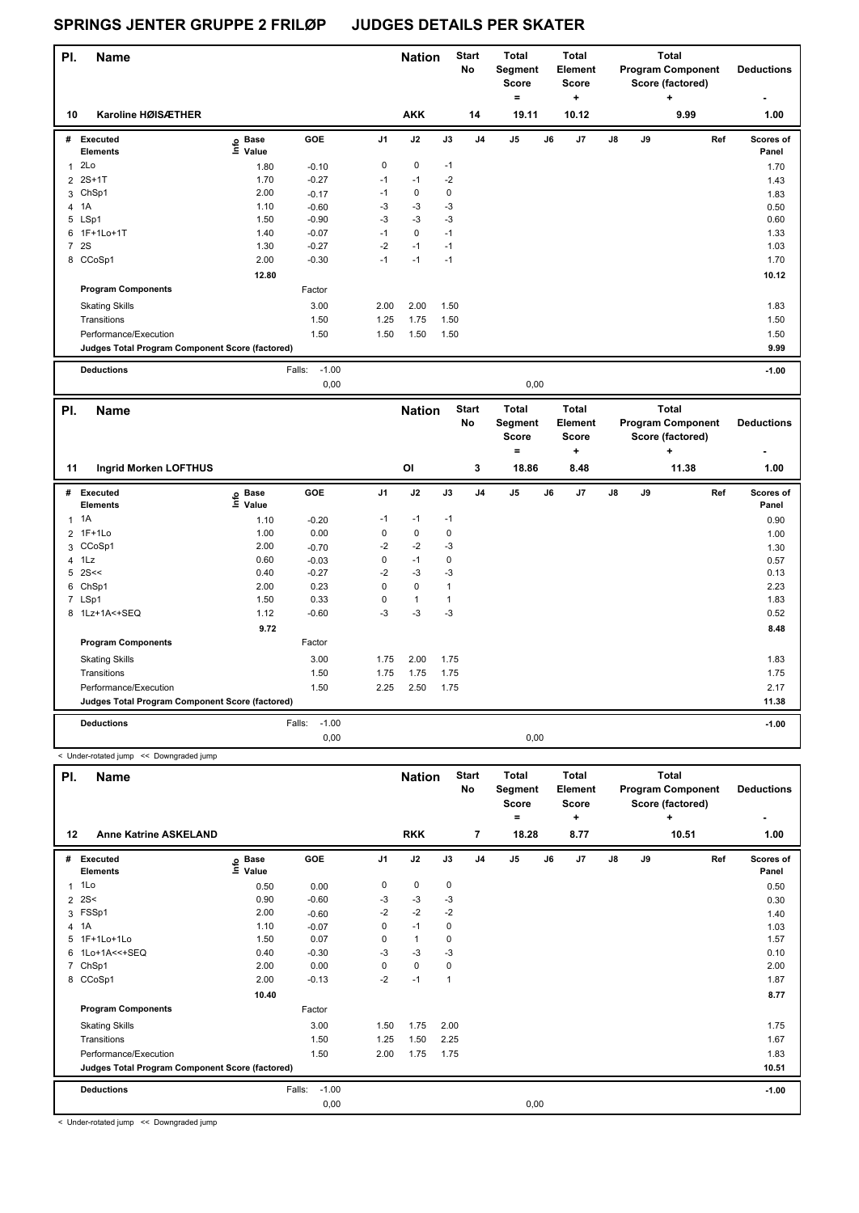# SPRINGS JENTER GRUPPE 2 FRILØP JUDGES DETAILS PER SKATER

| Pl. | Name | Nation | Start No | Total Segment Score = | Total Element Score + | Total Program Component Score (factored) + | Deductions - |
|---|---|---|---|---|---|---|---|
| 10 | Karoline HØISÆTHER | AKK | 14 | 19.11 | 10.12 | 9.99 | 1.00 |

| # | Executed Elements | Info | Base Value | GOE | J1 | J2 | J3 | J4 | J5 | J6 | J7 | J8 | J9 | Ref | Scores of Panel |
|---|---|---|---|---|---|---|---|---|---|---|---|---|---|---|---|
| 1 | 2Lo | | 1.80 | -0.10 | 0 | 0 | -1 | | | | | | | | 1.70 |
| 2 | 2S+1T | | 1.70 | -0.27 | -1 | -1 | -2 | | | | | | | | 1.43 |
| 3 | ChSp1 | | 2.00 | -0.17 | -1 | 0 | 0 | | | | | | | | 1.83 |
| 4 | 1A | | 1.10 | -0.60 | -3 | -3 | -3 | | | | | | | | 0.50 |
| 5 | LSp1 | | 1.50 | -0.90 | -3 | -3 | -3 | | | | | | | | 0.60 |
| 6 | 1F+1Lo+1T | | 1.40 | -0.07 | -1 | 0 | -1 | | | | | | | | 1.33 |
| 7 | 2S | | 1.30 | -0.27 | -2 | -1 | -1 | | | | | | | | 1.03 |
| 8 | CCoSp1 | | 2.00 | -0.30 | -1 | -1 | -1 | | | | | | | | 1.70 |
| | | | 12.80 | | | | | | | | | | | | 10.12 |
| | **Program Components** | | | Factor | | | | | | | | | | | |
| | Skating Skills | | | 3.00 | 2.00 | 2.00 | 1.50 | | | | | | | | 1.83 |
| | Transitions | | | 1.50 | 1.25 | 1.75 | 1.50 | | | | | | | | 1.50 |
| | Performance/Execution | | | 1.50 | 1.50 | 1.50 | 1.50 | | | | | | | | 1.50 |
| | **Judges Total Program Component Score (factored)** | | | | | | | | | | | | | | 9.99 |
| | **Deductions** | | | Falls: -1.00 | | | | | | | | | | | -1.00 |
| | | | | 0,00 | | | | | 0,00 | | | | | | |

| Pl. | Name | Nation | Start No | Total Segment Score = | Total Element Score + | Total Program Component Score (factored) + | Deductions - |
|---|---|---|---|---|---|---|---|
| 11 | Ingrid Morken LOFTHUS | OI | 3 | 18.86 | 8.48 | 11.38 | 1.00 |

| # | Executed Elements | Info | Base Value | GOE | J1 | J2 | J3 | J4 | J5 | J6 | J7 | J8 | J9 | Ref | Scores of Panel |
|---|---|---|---|---|---|---|---|---|---|---|---|---|---|---|---|
| 1 | 1A | | 1.10 | -0.20 | -1 | -1 | -1 | | | | | | | | 0.90 |
| 2 | 1F+1Lo | | 1.00 | 0.00 | 0 | 0 | 0 | | | | | | | | 1.00 |
| 3 | CCoSp1 | | 2.00 | -0.70 | -2 | -2 | -3 | | | | | | | | 1.30 |
| 4 | 1Lz | | 0.60 | -0.03 | 0 | -1 | 0 | | | | | | | | 0.57 |
| 5 | 2S<< | | 0.40 | -0.27 | -2 | -3 | -3 | | | | | | | | 0.13 |
| 6 | ChSp1 | | 2.00 | 0.23 | 0 | 0 | 1 | | | | | | | | 2.23 |
| 7 | LSp1 | | 1.50 | 0.33 | 0 | 1 | 1 | | | | | | | | 1.83 |
| 8 | 1Lz+1A<+SEQ | | 1.12 | -0.60 | -3 | -3 | -3 | | | | | | | | 0.52 |
| | | | 9.72 | | | | | | | | | | | | 8.48 |
| | **Program Components** | | | Factor | | | | | | | | | | | |
| | Skating Skills | | | 3.00 | 1.75 | 2.00 | 1.75 | | | | | | | | 1.83 |
| | Transitions | | | 1.50 | 1.75 | 1.75 | 1.75 | | | | | | | | 1.75 |
| | Performance/Execution | | | 1.50 | 2.25 | 2.50 | 1.75 | | | | | | | | 2.17 |
| | **Judges Total Program Component Score (factored)** | | | | | | | | | | | | | | 11.38 |
| | **Deductions** | | | Falls: -1.00 | | | | | | | | | | | -1.00 |
| | | | | 0,00 | | | | | 0,00 | | | | | | |

< Under-rotated jump << Downgraded jump

| Pl. | Name | Nation | Start No | Total Segment Score = | Total Element Score + | Total Program Component Score (factored) + | Deductions - |
|---|---|---|---|---|---|---|---|
| 12 | Anne Katrine ASKELAND | RKK | 7 | 18.28 | 8.77 | 10.51 | 1.00 |

| # | Executed Elements | Info | Base Value | GOE | J1 | J2 | J3 | J4 | J5 | J6 | J7 | J8 | J9 | Ref | Scores of Panel |
|---|---|---|---|---|---|---|---|---|---|---|---|---|---|---|---|
| 1 | 1Lo | | 0.50 | 0.00 | 0 | 0 | 0 | | | | | | | | 0.50 |
| 2 | 2S< | | 0.90 | -0.60 | -3 | -3 | -3 | | | | | | | | 0.30 |
| 3 | FSSp1 | | 2.00 | -0.60 | -2 | -2 | -2 | | | | | | | | 1.40 |
| 4 | 1A | | 1.10 | -0.07 | 0 | -1 | 0 | | | | | | | | 1.03 |
| 5 | 1F+1Lo+1Lo | | 1.50 | 0.07 | 0 | 1 | 0 | | | | | | | | 1.57 |
| 6 | 1Lo+1A<<+SEQ | | 0.40 | -0.30 | -3 | -3 | -3 | | | | | | | | 0.10 |
| 7 | ChSp1 | | 2.00 | 0.00 | 0 | 0 | 0 | | | | | | | | 2.00 |
| 8 | CCoSp1 | | 2.00 | -0.13 | -2 | -1 | 1 | | | | | | | | 1.87 |
| | | | 10.40 | | | | | | | | | | | | 8.77 |
| | **Program Components** | | | Factor | | | | | | | | | | | |
| | Skating Skills | | | 3.00 | 1.50 | 1.75 | 2.00 | | | | | | | | 1.75 |
| | Transitions | | | 1.50 | 1.25 | 1.50 | 2.25 | | | | | | | | 1.67 |
| | Performance/Execution | | | 1.50 | 2.00 | 1.75 | 1.75 | | | | | | | | 1.83 |
| | **Judges Total Program Component Score (factored)** | | | | | | | | | | | | | | 10.51 |
| | **Deductions** | | | Falls: -1.00 | | | | | | | | | | | -1.00 |
| | | | | 0,00 | | | | | 0,00 | | | | | | |

< Under-rotated jump << Downgraded jump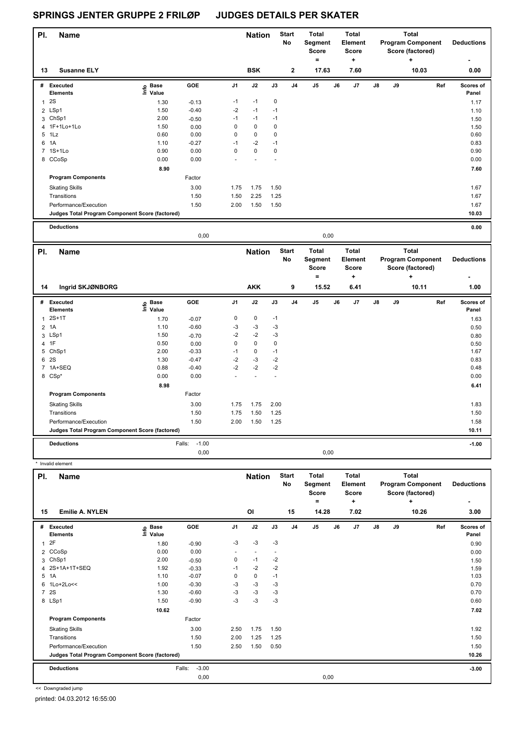# SPRINGS JENTER GRUPPE 2 FRILØP JUDGES DETAILS PER SKATER

| Pl. | Name | Nation | Start No | Total Segment Score = | Total Element Score + | Total Program Component Score (factored) + | Deductions - |
|---|---|---|---|---|---|---|---|
| 13 | Susanne ELY | BSK | 2 | 17.63 | 7.60 | 10.03 | 0.00 |

| # | Executed Elements | Info | Base Value | GOE | J1 | J2 | J3 | J4 | J5 | J6 | J7 | J8 | J9 | Ref | Scores of Panel |
|---|---|---|---|---|---|---|---|---|---|---|---|---|---|---|---|
| 1 | 2S | | 1.30 | -0.13 | -1 | -1 | 0 | | | | | | | | 1.17 |
| 2 | LSp1 | | 1.50 | -0.40 | -2 | -1 | -1 | | | | | | | | 1.10 |
| 3 | ChSp1 | | 2.00 | -0.50 | -1 | -1 | -1 | | | | | | | | 1.50 |
| 4 | 1F+1Lo+1Lo | | 1.50 | 0.00 | 0 | 0 | 0 | | | | | | | | 1.50 |
| 5 | 1Lz | | 0.60 | 0.00 | 0 | 0 | 0 | | | | | | | | 0.60 |
| 6 | 1A | | 1.10 | -0.27 | -1 | -2 | -1 | | | | | | | | 0.83 |
| 7 | 1S+1Lo | | 0.90 | 0.00 | 0 | 0 | 0 | | | | | | | | 0.90 |
| 8 | CCoSp | | 0.00 | 0.00 | - | - | - | | | | | | | | 0.00 |
| | | | 8.90 | | | | | | | | | | | | 7.60 |
| | Program Components | | | Factor | | | | | | | | | | | |
| | Skating Skills | | | 3.00 | 1.75 | 1.75 | 1.50 | | | | | | | | 1.67 |
| | Transitions | | | 1.50 | 1.50 | 2.25 | 1.25 | | | | | | | | 1.67 |
| | Performance/Execution | | | 1.50 | 2.00 | 1.50 | 1.50 | | | | | | | | 1.67 |
| | Judges Total Program Component Score (factored) | | | | | | | | | | | | | | 10.03 |
| | Deductions | | | | | | | | | | | | | | 0.00 |
| | | | | 0,00 | | | | | 0,00 | | | | | | |

| Pl. | Name | Nation | Start No | Total Segment Score = | Total Element Score + | Total Program Component Score (factored) + | Deductions - |
|---|---|---|---|---|---|---|---|
| 14 | Ingrid SKJØNBORG | AKK | 9 | 15.52 | 6.41 | 10.11 | 1.00 |

| # | Executed Elements | Info | Base Value | GOE | J1 | J2 | J3 | J4 | J5 | J6 | J7 | J8 | J9 | Ref | Scores of Panel |
|---|---|---|---|---|---|---|---|---|---|---|---|---|---|---|---|
| 1 | 2S+1T | | 1.70 | -0.07 | 0 | 0 | -1 | | | | | | | | 1.63 |
| 2 | 1A | | 1.10 | -0.60 | -3 | -3 | -3 | | | | | | | | 0.50 |
| 3 | LSp1 | | 1.50 | -0.70 | -2 | -2 | -3 | | | | | | | | 0.80 |
| 4 | 1F | | 0.50 | 0.00 | 0 | 0 | 0 | | | | | | | | 0.50 |
| 5 | ChSp1 | | 2.00 | -0.33 | -1 | 0 | -1 | | | | | | | | 1.67 |
| 6 | 2S | | 1.30 | -0.47 | -2 | -3 | -2 | | | | | | | | 0.83 |
| 7 | 1A+SEQ | | 0.88 | -0.40 | -2 | -2 | -2 | | | | | | | | 0.48 |
| 8 | CSp* | | 0.00 | 0.00 | - | - | - | | | | | | | | 0.00 |
| | | | 8.98 | | | | | | | | | | | | 6.41 |
| | Program Components | | | Factor | | | | | | | | | | | |
| | Skating Skills | | | 3.00 | 1.75 | 1.75 | 2.00 | | | | | | | | 1.83 |
| | Transitions | | | 1.50 | 1.75 | 1.50 | 1.25 | | | | | | | | 1.50 |
| | Performance/Execution | | | 1.50 | 2.00 | 1.50 | 1.25 | | | | | | | | 1.58 |
| | Judges Total Program Component Score (factored) | | | | | | | | | | | | | | 10.11 |
| | Deductions | | | Falls: -1.00 | | | | | | | | | | | -1.00 |
| | | | | 0,00 | | | | | 0,00 | | | | | | |

\* Invalid element

| Pl. | Name | Nation | Start No | Total Segment Score = | Total Element Score + | Total Program Component Score (factored) + | Deductions - |
|---|---|---|---|---|---|---|---|
| 15 | Emilie A. NYLEN | OI | 15 | 14.28 | 7.02 | 10.26 | 3.00 |

| # | Executed Elements | Info | Base Value | GOE | J1 | J2 | J3 | J4 | J5 | J6 | J7 | J8 | J9 | Ref | Scores of Panel |
|---|---|---|---|---|---|---|---|---|---|---|---|---|---|---|---|
| 1 | 2F | | 1.80 | -0.90 | -3 | -3 | -3 | | | | | | | | 0.90 |
| 2 | CCoSp | | 0.00 | 0.00 | - | - | - | | | | | | | | 0.00 |
| 3 | ChSp1 | | 2.00 | -0.50 | 0 | -1 | -2 | | | | | | | | 1.50 |
| 4 | 2S+1A+1T+SEQ | | 1.92 | -0.33 | -1 | -2 | -2 | | | | | | | | 1.59 |
| 5 | 1A | | 1.10 | -0.07 | 0 | 0 | -1 | | | | | | | | 1.03 |
| 6 | 1Lo+2Lo<< | | 1.00 | -0.30 | -3 | -3 | -3 | | | | | | | | 0.70 |
| 7 | 2S | | 1.30 | -0.60 | -3 | -3 | -3 | | | | | | | | 0.70 |
| 8 | LSp1 | | 1.50 | -0.90 | -3 | -3 | -3 | | | | | | | | 0.60 |
| | | | 10.62 | | | | | | | | | | | | 7.02 |
| | Program Components | | | Factor | | | | | | | | | | | |
| | Skating Skills | | | 3.00 | 2.50 | 1.75 | 1.50 | | | | | | | | 1.92 |
| | Transitions | | | 1.50 | 2.00 | 1.25 | 1.25 | | | | | | | | 1.50 |
| | Performance/Execution | | | 1.50 | 2.50 | 1.50 | 0.50 | | | | | | | | 1.50 |
| | Judges Total Program Component Score (factored) | | | | | | | | | | | | | | 10.26 |
| | Deductions | | | Falls: -3.00 | | | | | | | | | | | -3.00 |
| | | | | 0,00 | | | | | 0,00 | | | | | | |

<< Downgraded jump

printed: 04.03.2012 16:55:00